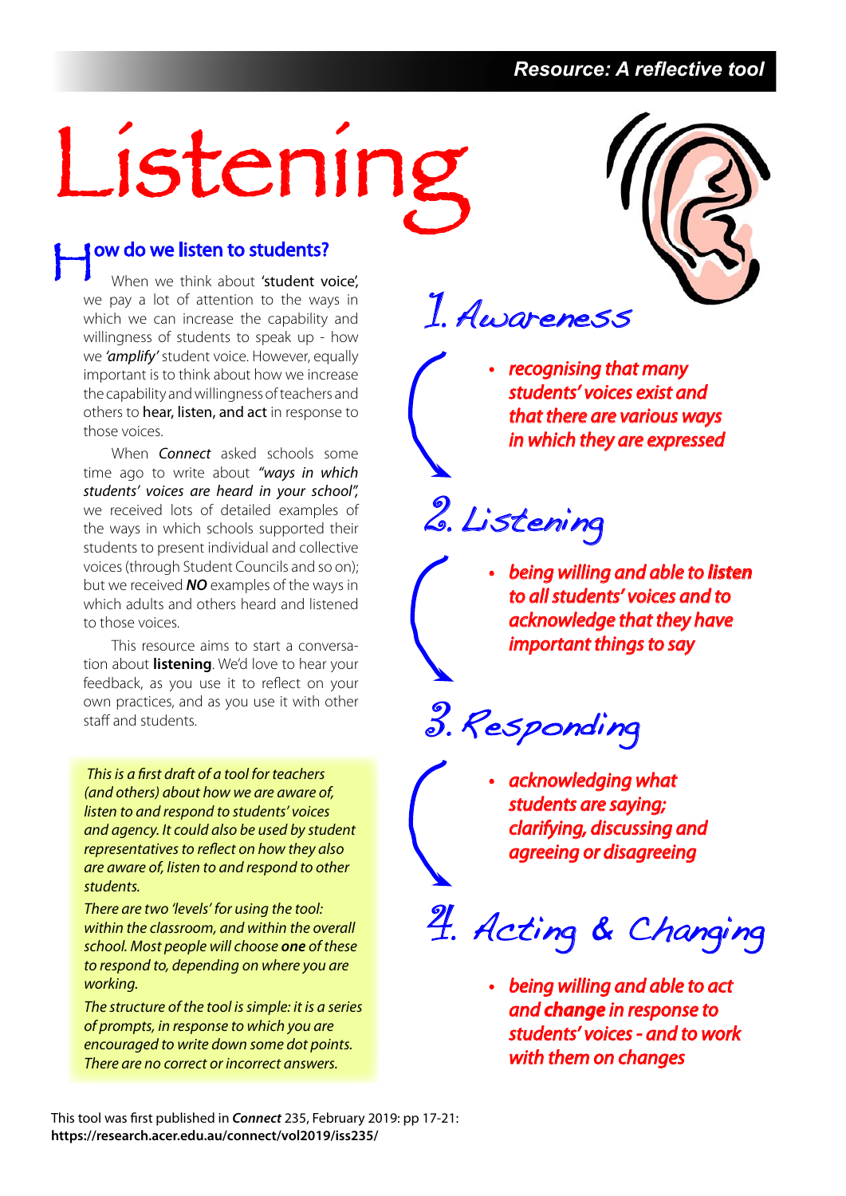Resource: A reflective tool

# Listening

## How do we listen to students?

When we think about 'student voice', we pay a lot of attention to the ways in which we can increase the capability and willingness of students to speak up - how we *'amplify'* student voice. However, equally important is to think about how we increase the capability and willingness of teachers and others to **hear, listen, and act** in response to those voices.

When *Connect* asked schools some time ago to write about *"ways in which students' voices are heard in your school"*, we received lots of detailed examples of the ways in which schools supported their students to present individual and collective voices (through Student Councils and so on); but we received ***NO*** examples of the ways in which adults and others heard and listened to those voices.

This resource aims to start a conversation about **listening**. We'd love to hear your feedback, as you use it to reflect on your own practices, and as you use it with other staff and students.

*This is a first draft of a tool for teachers (and others) about how we are aware of, listen to and respond to students' voices and agency. It could also be used by student representatives to reflect on how they also are aware of, listen to and respond to other students.*

*There are two 'levels' for using the tool: within the classroom, and within the overall school. Most people will choose **one** of these to respond to, depending on where you are working.*

*The structure of the tool is simple: it is a series of prompts, in response to which you are encouraged to write down some dot points. There are no correct or incorrect answers.*

### 1. Awareness

- *recognising that many students' voices exist and that there are various ways in which they are expressed*

### 2. Listening

- *being willing and able to **listen** to all students' voices and to acknowledge that they have important things to say*

### 3. Responding

- *acknowledging what students are saying; clarifying, discussing and agreeing or disagreeing*

### 4. Acting & Changing

- *being willing and able to act and **change** in response to students' voices - and to work with them on changes*

This tool was first published in ***Connect*** 235, February 2019: pp 17-21: **https://research.acer.edu.au/connect/vol2019/iss235/**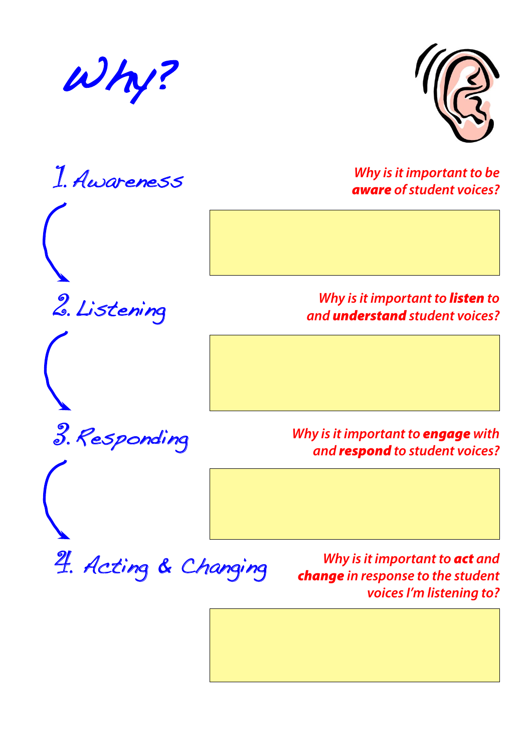# Why?

## 1. Awareness

*Why is it important to be **aware** of student voices?*

## 2. Listening

*Why is it important to **listen** to and **understand** student voices?*

## 3. Responding

*Why is it important to **engage** with and **respond** to student voices?*

## 4. Acting & Changing

*Why is it important to **act** and **change** in response to the student voices I'm listening to?*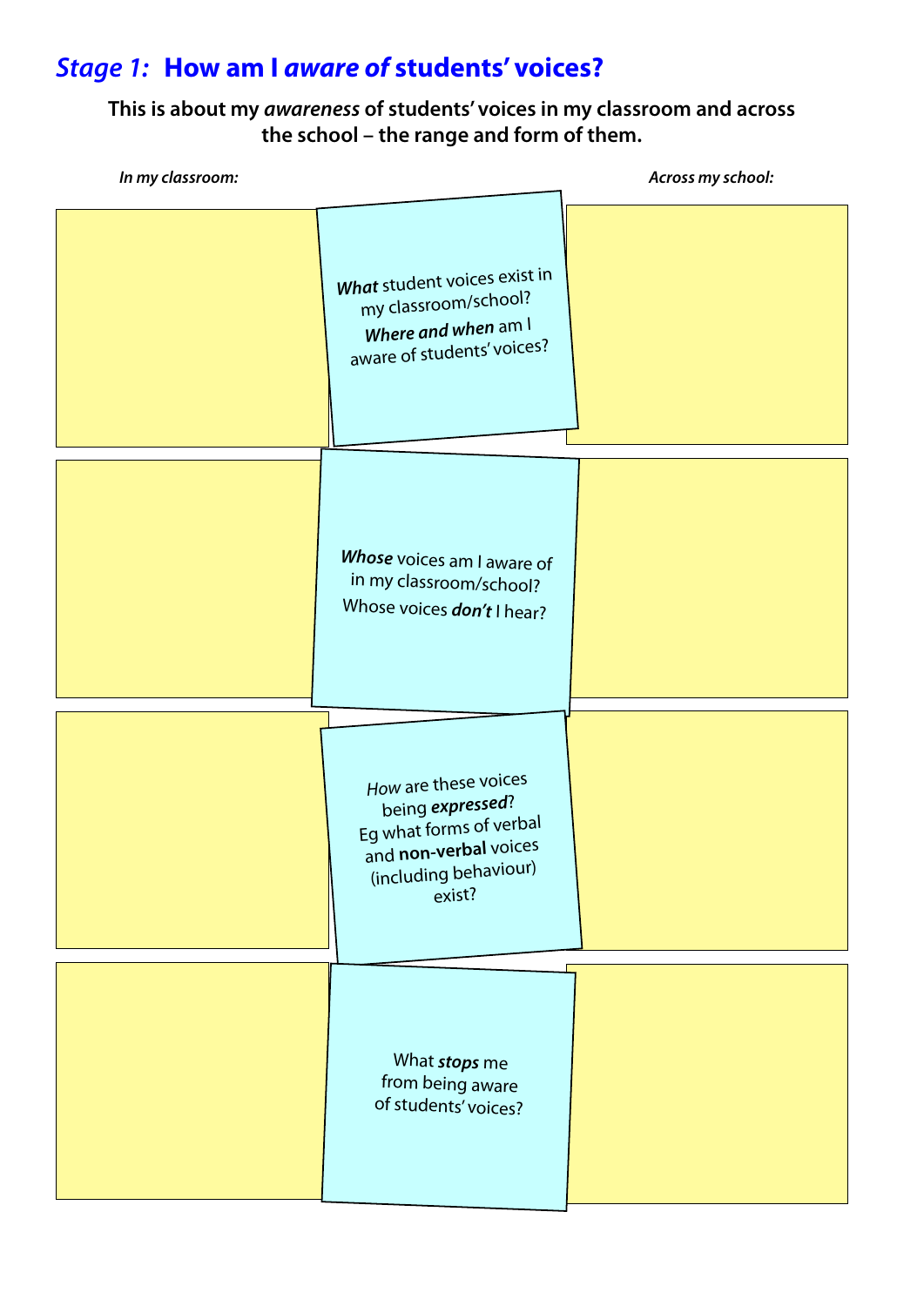## *Stage 1:* How am I *aware of* students' voices?

**This is about my *awareness* of students' voices in my classroom and across the school – the range and form of them.**

| *In my classroom:* | | *Across my school:* |
| --- | --- | --- |
| | ***What*** student voices exist in my classroom/school? ***Where and when*** am I aware of students' voices? | |
| | ***Whose*** voices am I aware of in my classroom/school? Whose voices ***don't*** I hear? | |
| | *How* are these voices being ***expressed***? Eg what forms of verbal and **non-verbal** voices (including behaviour) exist? | |
| | What ***stops*** me from being aware of students' voices? | |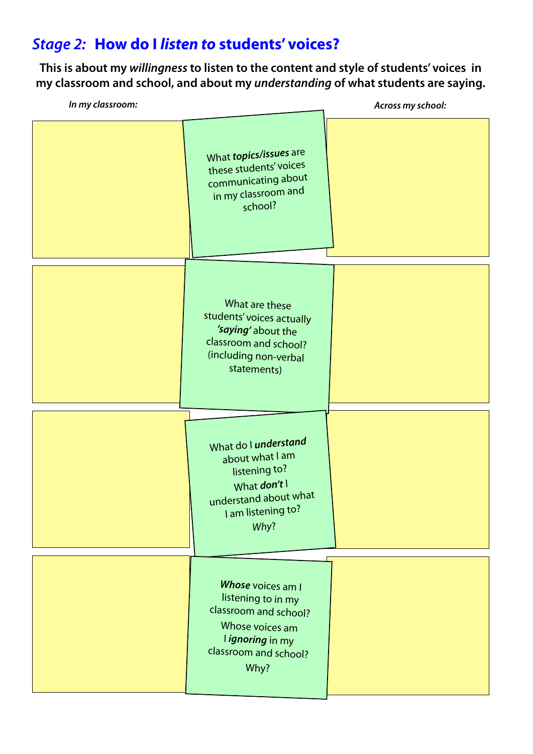## *Stage 2:* How do I *listen to* students' voices?

**This is about my *willingness* to listen to the content and style of students' voices in my classroom and school, and about my *understanding* of what students are saying.**

| *In my classroom:* | | *Across my school:* |
|---|---|---|
| | What ***topics/issues*** are these students' voices communicating about in my classroom and school? | |
| | What are these students' voices actually ***'saying'*** about the classroom and school? (including non-verbal statements) | |
| | What do I ***understand*** about what I am listening to? What ***don't*** I understand about what I am listening to? *Why*? | |
| | ***Whose*** voices am I listening to in my classroom and school? Whose voices am I ***ignoring*** in my classroom and school? Why? | |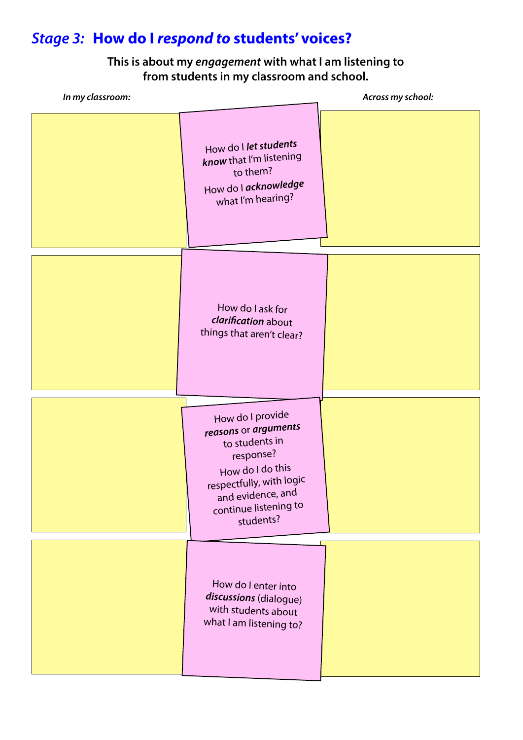# *Stage 3:* How do I *respond to* students' voices?

**This is about my *engagement* with what I am listening to from students in my classroom and school.**

| *In my classroom:* | | *Across my school:* |
|---|---|---|
| | How do I ***let students know*** that I'm listening to them? How do I ***acknowledge*** what I'm hearing? | |
| | How do I ask for ***clarification*** about things that aren't clear? | |
| | How do I provide ***reasons*** or ***arguments*** to students in response? How do I do this respectfully, with logic and evidence, and continue listening to students? | |
| | How do I enter into ***discussions*** (dialogue) with students about what I am listening to? | |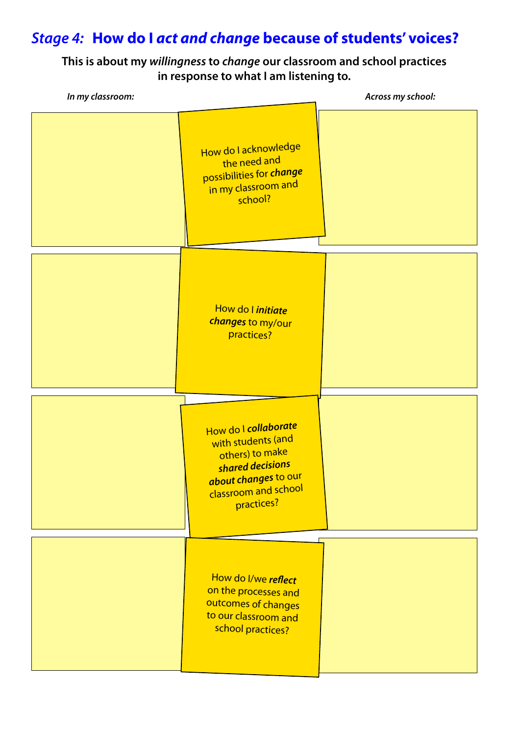# *Stage 4:* How do I *act and change* because of students' voices?

**This is about my *willingness* to *change* our classroom and school practices in response to what I am listening to.**

| *In my classroom:* | | *Across my school:* |
|---|---|---|
| | How do I acknowledge the need and possibilities for ***change*** in my classroom and school? | |
| | How do I ***initiate changes*** to my/our practices? | |
| | How do I ***collaborate*** with students (and others) to make ***shared decisions about changes*** to our classroom and school practices? | |
| | How do I/we ***reflect*** on the processes and outcomes of changes to our classroom and school practices? | |